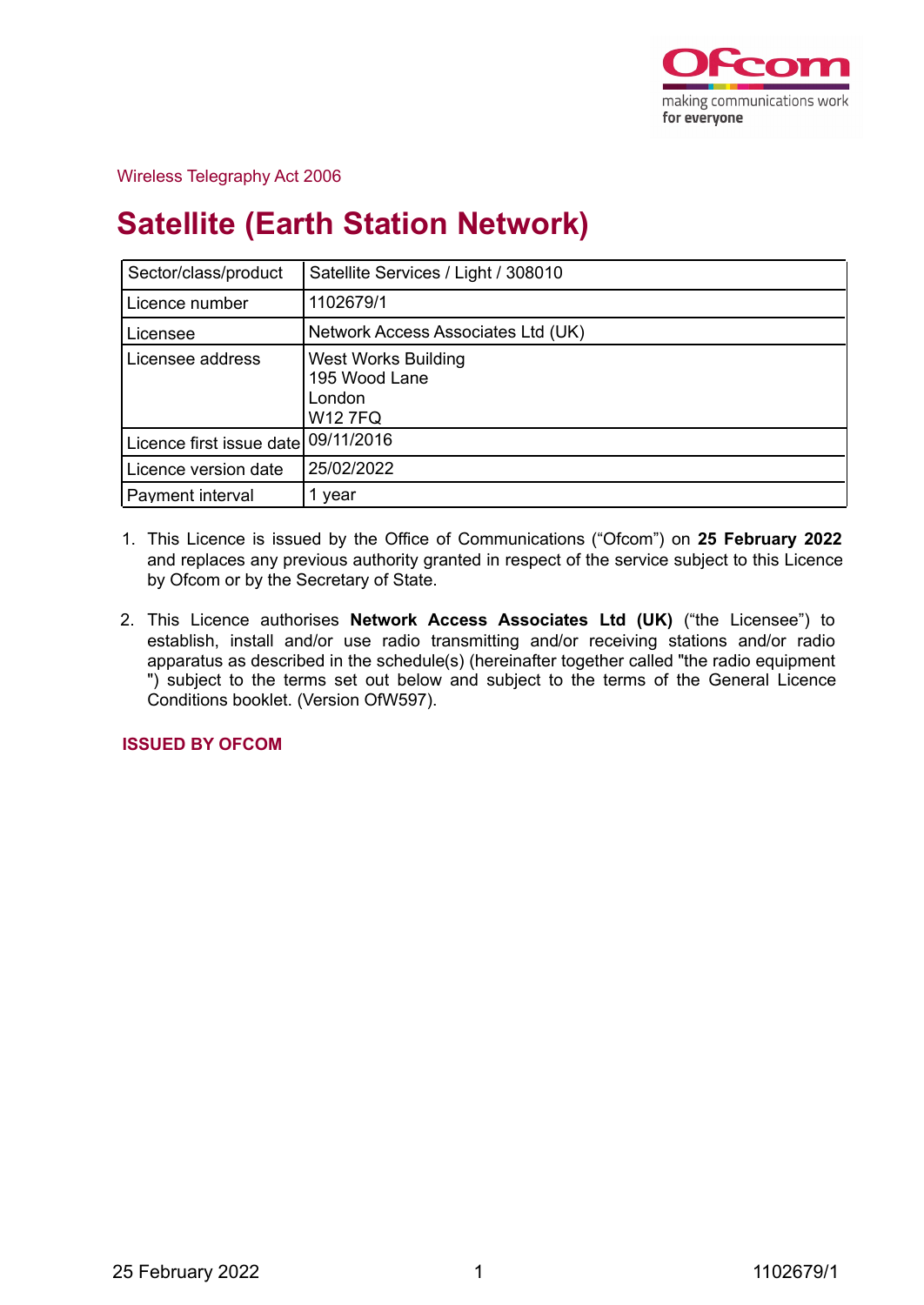Wireless Telegraphy Act 2006

# Satellite (Earth Station Network)

| Sector/class/product | Satellite Services / Light / 308010 |
|---|---|
| Licence number | 1102679/1 |
| Licensee | Network Access Associates Ltd (UK) |
| Licensee address | West Works Building<br>195 Wood Lane<br>London<br>W12 7FQ |
| Licence first issue date | 09/11/2016 |
| Licence version date | 25/02/2022 |
| Payment interval | 1 year |

1. This Licence is issued by the Office of Communications ("Ofcom") on **25 February 2022** and replaces any previous authority granted in respect of the service subject to this Licence by Ofcom or by the Secretary of State.

2. This Licence authorises **Network Access Associates Ltd (UK)** ("the Licensee") to establish, install and/or use radio transmitting and/or receiving stations and/or radio apparatus as described in the schedule(s) (hereinafter together called "the radio equipment ") subject to the terms set out below and subject to the terms of the General Licence Conditions booklet. (Version OfW597).

**ISSUED BY OFCOM**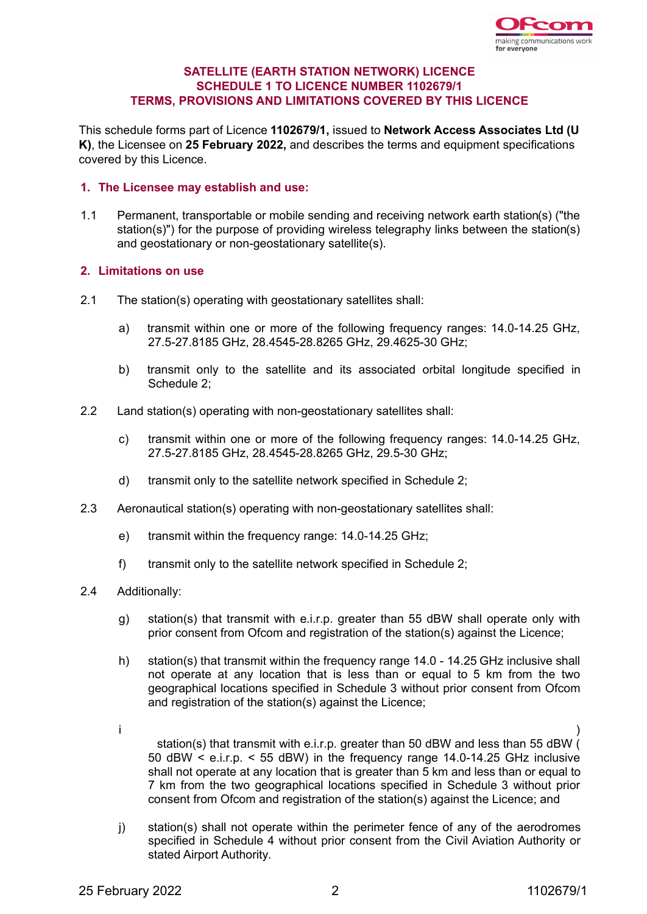**SATELLITE (EARTH STATION NETWORK) LICENCE**
**SCHEDULE 1 TO LICENCE NUMBER 1102679/1**
**TERMS, PROVISIONS AND LIMITATIONS COVERED BY THIS LICENCE**

This schedule forms part of Licence **1102679/1,** issued to **Network Access Associates Ltd (U K)**, the Licensee on **25 February 2022,** and describes the terms and equipment specifications covered by this Licence.

## 1. The Licensee may establish and use:

1.1 Permanent, transportable or mobile sending and receiving network earth station(s) ("the station(s)") for the purpose of providing wireless telegraphy links between the station(s) and geostationary or non-geostationary satellite(s).

## 2. Limitations on use

2.1 The station(s) operating with geostationary satellites shall:

a) transmit within one or more of the following frequency ranges: 14.0-14.25 GHz, 27.5-27.8185 GHz, 28.4545-28.8265 GHz, 29.4625-30 GHz;

b) transmit only to the satellite and its associated orbital longitude specified in Schedule 2;

2.2 Land station(s) operating with non-geostationary satellites shall:

c) transmit within one or more of the following frequency ranges: 14.0-14.25 GHz, 27.5-27.8185 GHz, 28.4545-28.8265 GHz, 29.5-30 GHz;

d) transmit only to the satellite network specified in Schedule 2;

2.3 Aeronautical station(s) operating with non-geostationary satellites shall:

e) transmit within the frequency range: 14.0-14.25 GHz;

f) transmit only to the satellite network specified in Schedule 2;

2.4 Additionally:

g) station(s) that transmit with e.i.r.p. greater than 55 dBW shall operate only with prior consent from Ofcom and registration of the station(s) against the Licence;

h) station(s) that transmit within the frequency range 14.0 - 14.25 GHz inclusive shall not operate at any location that is less than or equal to 5 km from the two geographical locations specified in Schedule 3 without prior consent from Ofcom and registration of the station(s) against the Licence;

i) station(s) that transmit with e.i.r.p. greater than 50 dBW and less than 55 dBW ( 50 dBW < e.i.r.p. < 55 dBW) in the frequency range 14.0-14.25 GHz inclusive shall not operate at any location that is greater than 5 km and less than or equal to 7 km from the two geographical locations specified in Schedule 3 without prior consent from Ofcom and registration of the station(s) against the Licence; and

j) station(s) shall not operate within the perimeter fence of any of the aerodromes specified in Schedule 4 without prior consent from the Civil Aviation Authority or stated Airport Authority.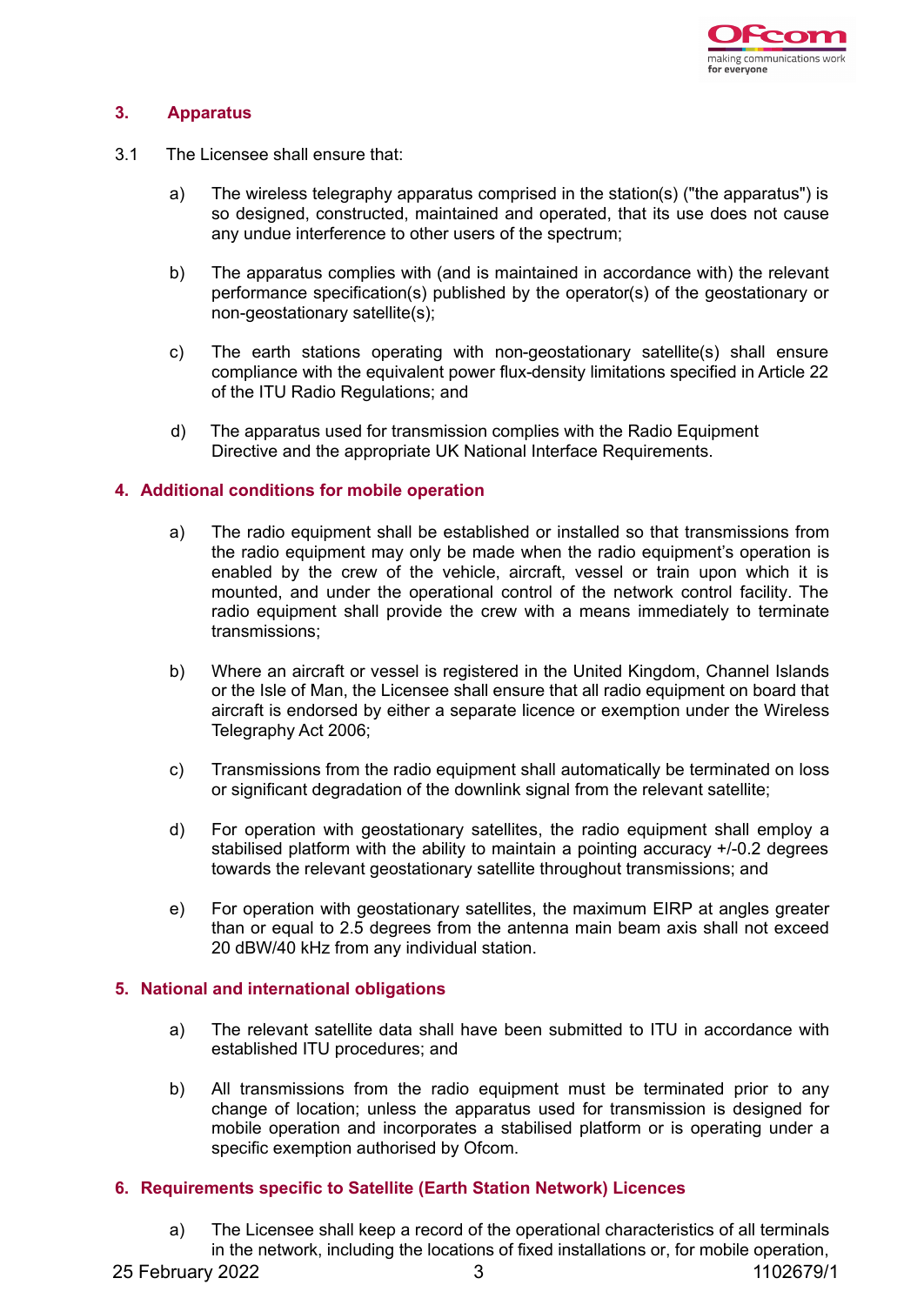## 3. Apparatus

3.1 The Licensee shall ensure that:

a) The wireless telegraphy apparatus comprised in the station(s) ("the apparatus") is so designed, constructed, maintained and operated, that its use does not cause any undue interference to other users of the spectrum;

b) The apparatus complies with (and is maintained in accordance with) the relevant performance specification(s) published by the operator(s) of the geostationary or non-geostationary satellite(s);

c) The earth stations operating with non-geostationary satellite(s) shall ensure compliance with the equivalent power flux-density limitations specified in Article 22 of the ITU Radio Regulations; and

d) The apparatus used for transmission complies with the Radio Equipment Directive and the appropriate UK National Interface Requirements.

## 4. Additional conditions for mobile operation

a) The radio equipment shall be established or installed so that transmissions from the radio equipment may only be made when the radio equipment's operation is enabled by the crew of the vehicle, aircraft, vessel or train upon which it is mounted, and under the operational control of the network control facility. The radio equipment shall provide the crew with a means immediately to terminate transmissions;

b) Where an aircraft or vessel is registered in the United Kingdom, Channel Islands or the Isle of Man, the Licensee shall ensure that all radio equipment on board that aircraft is endorsed by either a separate licence or exemption under the Wireless Telegraphy Act 2006;

c) Transmissions from the radio equipment shall automatically be terminated on loss or significant degradation of the downlink signal from the relevant satellite;

d) For operation with geostationary satellites, the radio equipment shall employ a stabilised platform with the ability to maintain a pointing accuracy +/-0.2 degrees towards the relevant geostationary satellite throughout transmissions; and

e) For operation with geostationary satellites, the maximum EIRP at angles greater than or equal to 2.5 degrees from the antenna main beam axis shall not exceed 20 dBW/40 kHz from any individual station.

## 5. National and international obligations

a) The relevant satellite data shall have been submitted to ITU in accordance with established ITU procedures; and

b) All transmissions from the radio equipment must be terminated prior to any change of location; unless the apparatus used for transmission is designed for mobile operation and incorporates a stabilised platform or is operating under a specific exemption authorised by Ofcom.

## 6. Requirements specific to Satellite (Earth Station Network) Licences

a) The Licensee shall keep a record of the operational characteristics of all terminals in the network, including the locations of fixed installations or, for mobile operation,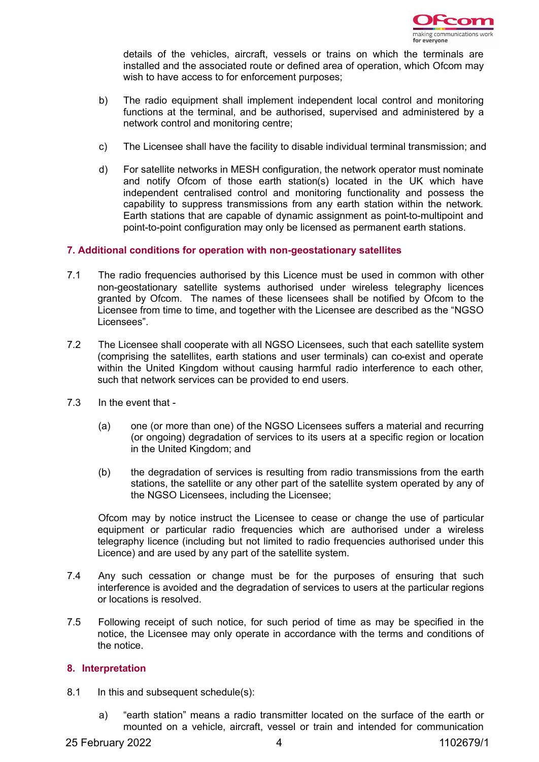details of the vehicles, aircraft, vessels or trains on which the terminals are installed and the associated route or defined area of operation, which Ofcom may wish to have access to for enforcement purposes;

b) The radio equipment shall implement independent local control and monitoring functions at the terminal, and be authorised, supervised and administered by a network control and monitoring centre;

c) The Licensee shall have the facility to disable individual terminal transmission; and

d) For satellite networks in MESH configuration, the network operator must nominate and notify Ofcom of those earth station(s) located in the UK which have independent centralised control and monitoring functionality and possess the capability to suppress transmissions from any earth station within the network. Earth stations that are capable of dynamic assignment as point-to-multipoint and point-to-point configuration may only be licensed as permanent earth stations.

## 7. Additional conditions for operation with non-geostationary satellites

7.1 The radio frequencies authorised by this Licence must be used in common with other non-geostationary satellite systems authorised under wireless telegraphy licences granted by Ofcom. The names of these licensees shall be notified by Ofcom to the Licensee from time to time, and together with the Licensee are described as the "NGSO Licensees".

7.2 The Licensee shall cooperate with all NGSO Licensees, such that each satellite system (comprising the satellites, earth stations and user terminals) can co-exist and operate within the United Kingdom without causing harmful radio interference to each other, such that network services can be provided to end users.

7.3 In the event that -

(a) one (or more than one) of the NGSO Licensees suffers a material and recurring (or ongoing) degradation of services to its users at a specific region or location in the United Kingdom; and

(b) the degradation of services is resulting from radio transmissions from the earth stations, the satellite or any other part of the satellite system operated by any of the NGSO Licensees, including the Licensee;

Ofcom may by notice instruct the Licensee to cease or change the use of particular equipment or particular radio frequencies which are authorised under a wireless telegraphy licence (including but not limited to radio frequencies authorised under this Licence) and are used by any part of the satellite system.

7.4 Any such cessation or change must be for the purposes of ensuring that such interference is avoided and the degradation of services to users at the particular regions or locations is resolved.

7.5 Following receipt of such notice, for such period of time as may be specified in the notice, the Licensee may only operate in accordance with the terms and conditions of the notice.

## 8. Interpretation

8.1 In this and subsequent schedule(s):

a) "earth station" means a radio transmitter located on the surface of the earth or mounted on a vehicle, aircraft, vessel or train and intended for communication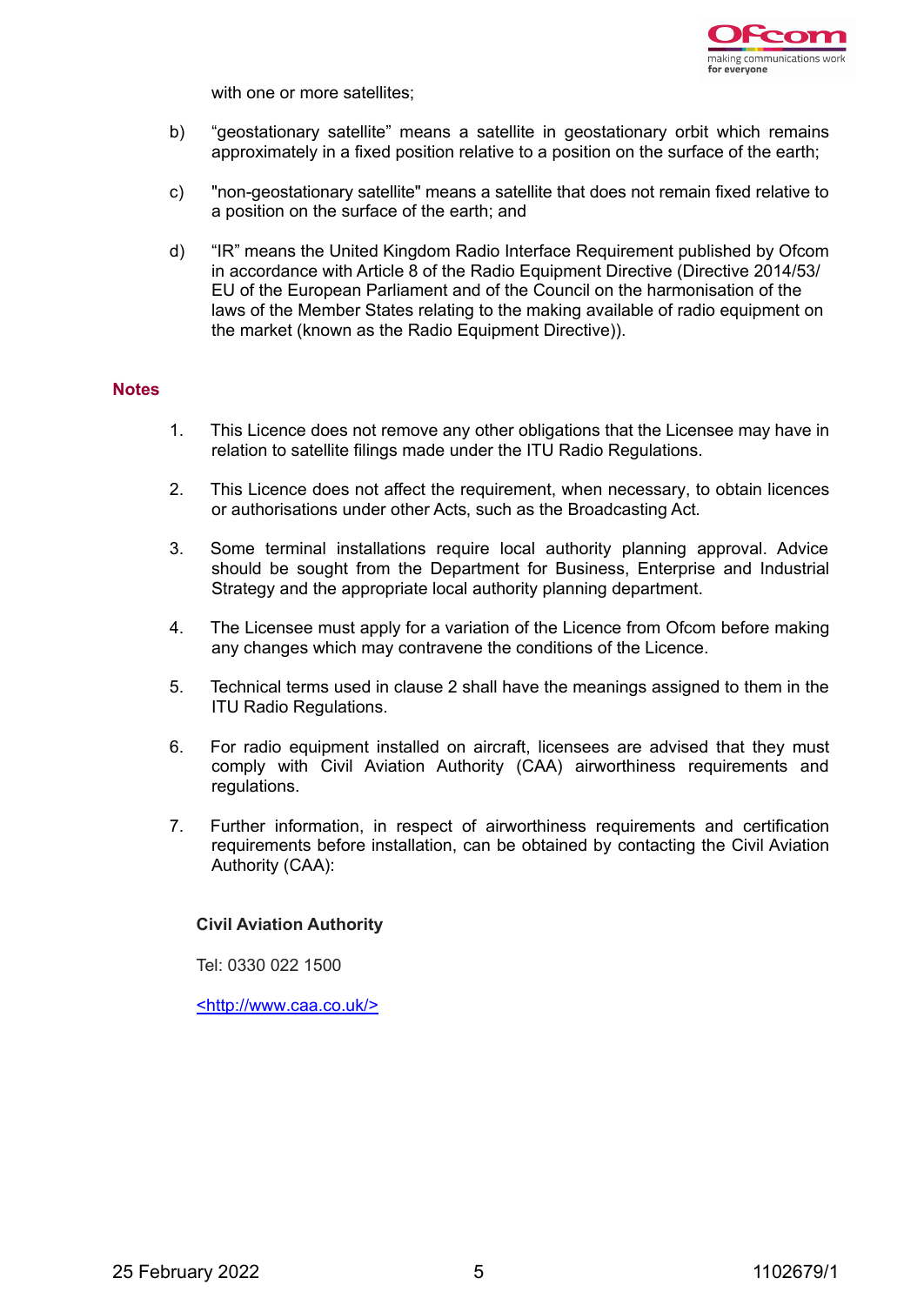with one or more satellites;

b) “geostationary satellite” means a satellite in geostationary orbit which remains approximately in a fixed position relative to a position on the surface of the earth;

c) "non-geostationary satellite" means a satellite that does not remain fixed relative to a position on the surface of the earth; and

d) “IR” means the United Kingdom Radio Interface Requirement published by Ofcom in accordance with Article 8 of the Radio Equipment Directive (Directive 2014/53/EU of the European Parliament and of the Council on the harmonisation of the laws of the Member States relating to the making available of radio equipment on the market (known as the Radio Equipment Directive)).

## Notes

1. This Licence does not remove any other obligations that the Licensee may have in relation to satellite filings made under the ITU Radio Regulations.

2. This Licence does not affect the requirement, when necessary, to obtain licences or authorisations under other Acts, such as the Broadcasting Act.

3. Some terminal installations require local authority planning approval. Advice should be sought from the Department for Business, Enterprise and Industrial Strategy and the appropriate local authority planning department.

4. The Licensee must apply for a variation of the Licence from Ofcom before making any changes which may contravene the conditions of the Licence.

5. Technical terms used in clause 2 shall have the meanings assigned to them in the ITU Radio Regulations.

6. For radio equipment installed on aircraft, licensees are advised that they must comply with Civil Aviation Authority (CAA) airworthiness requirements and regulations.

7. Further information, in respect of airworthiness requirements and certification requirements before installation, can be obtained by contacting the Civil Aviation Authority (CAA):

**Civil Aviation Authority**

Tel: 0330 022 1500

<http://www.caa.co.uk/>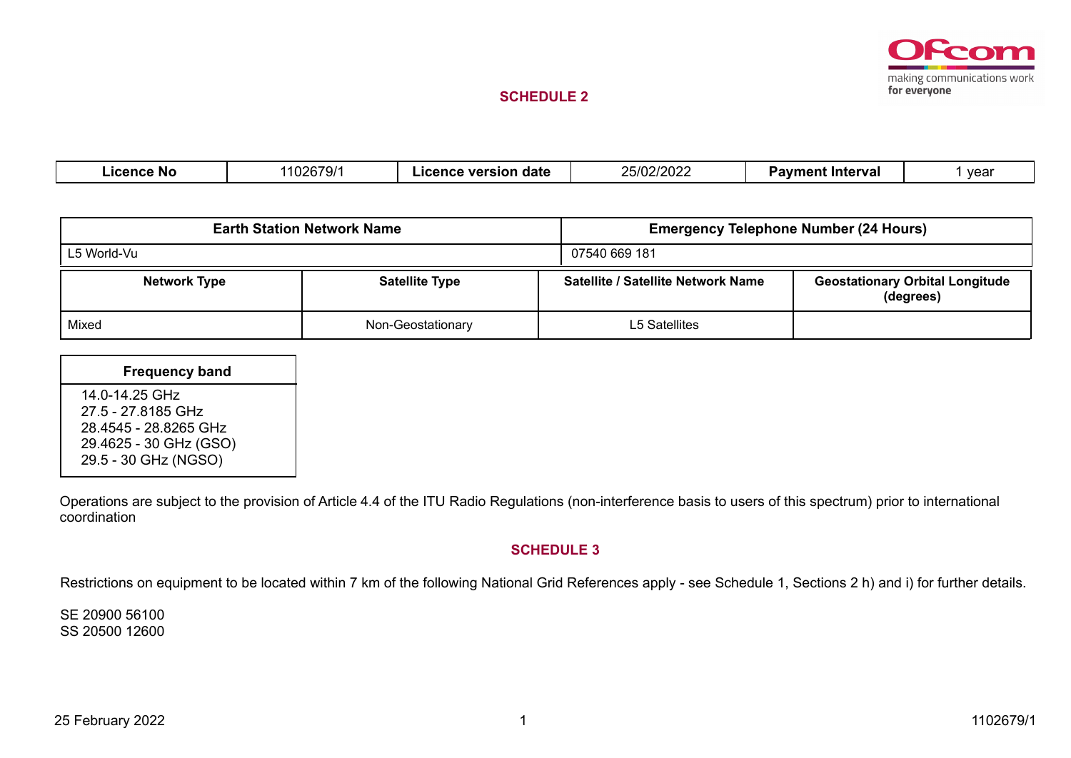## SCHEDULE 2

| Licence No | 1102679/1 | Licence version date | 25/02/2022 | Payment Interval | 1 year |
|---|---|---|---|---|---|

| Earth Station Network Name | Emergency Telephone Number (24 Hours) |
|---|---|
| L5 World-Vu | 07540 669 181 |

| Network Type | Satellite Type | Satellite / Satellite Network Name | Geostationary Orbital Longitude (degrees) |
|---|---|---|---|
| Mixed | Non-Geostationary | L5 Satellites | |

| Frequency band |
|---|
| 14.0-14.25 GHz<br>27.5 - 27.8185 GHz<br>28.4545 - 28.8265 GHz<br>29.4625 - 30 GHz (GSO)<br>29.5 - 30 GHz (NGSO) |

Operations are subject to the provision of Article 4.4 of the ITU Radio Regulations (non-interference basis to users of this spectrum) prior to international coordination

## SCHEDULE 3

Restrictions on equipment to be located within 7 km of the following National Grid References apply - see Schedule 1, Sections 2 h) and i) for further details.

SE 20900 56100
SS 20500 12600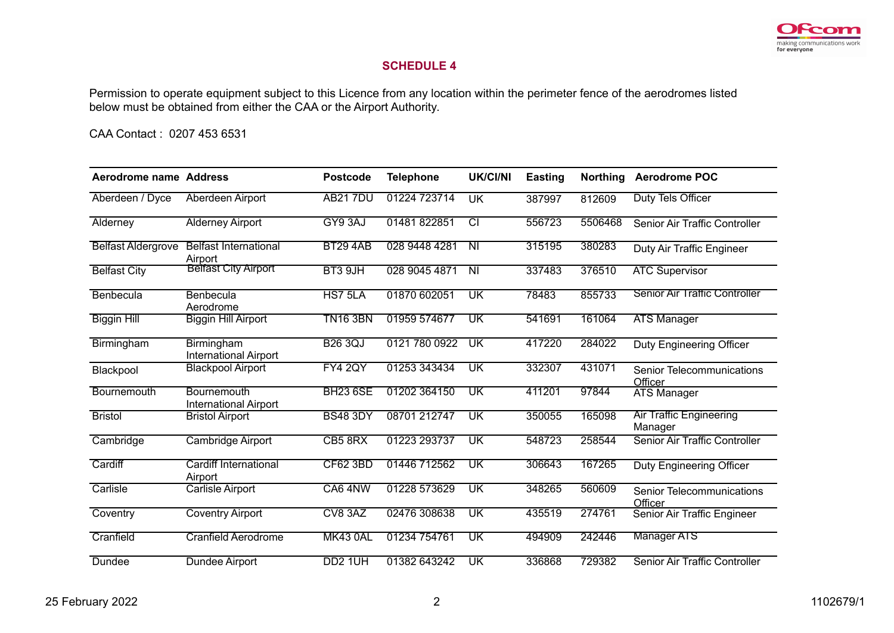## SCHEDULE 4

Permission to operate equipment subject to this Licence from any location within the perimeter fence of the aerodromes listed below must be obtained from either the CAA or the Airport Authority.

CAA Contact : 0207 453 6531

| Aerodrome name | Address | Postcode | Telephone | UK/CI/NI | Easting | Northing | Aerodrome POC |
|---|---|---|---|---|---|---|---|
| Aberdeen / Dyce | Aberdeen Airport | AB21 7DU | 01224 723714 | UK | 387997 | 812609 | Duty Tels Officer |
| Alderney | Alderney Airport | GY9 3AJ | 01481 822851 | CI | 556723 | 5506468 | Senior Air Traffic Controller |
| Belfast Aldergrove | Belfast International Airport | BT29 4AB | 028 9448 4281 | NI | 315195 | 380283 | Duty Air Traffic Engineer |
| Belfast City | Belfast City Airport | BT3 9JH | 028 9045 4871 | NI | 337483 | 376510 | ATC Supervisor |
| Benbecula | Benbecula Aerodrome | HS7 5LA | 01870 602051 | UK | 78483 | 855733 | Senior Air Traffic Controller |
| Biggin Hill | Biggin Hill Airport | TN16 3BN | 01959 574677 | UK | 541691 | 161064 | ATS Manager |
| Birmingham | Birmingham International Airport | B26 3QJ | 0121 780 0922 | UK | 417220 | 284022 | Duty Engineering Officer |
| Blackpool | Blackpool Airport | FY4 2QY | 01253 343434 | UK | 332307 | 431071 | Senior Telecommunications Officer |
| Bournemouth | Bournemouth International Airport | BH23 6SE | 01202 364150 | UK | 411201 | 97844 | ATS Manager |
| Bristol | Bristol Airport | BS48 3DY | 08701 212747 | UK | 350055 | 165098 | Air Traffic Engineering Manager |
| Cambridge | Cambridge Airport | CB5 8RX | 01223 293737 | UK | 548723 | 258544 | Senior Air Traffic Controller |
| Cardiff | Cardiff International Airport | CF62 3BD | 01446 712562 | UK | 306643 | 167265 | Duty Engineering Officer |
| Carlisle | Carlisle Airport | CA6 4NW | 01228 573629 | UK | 348265 | 560609 | Senior Telecommunications Officer |
| Coventry | Coventry Airport | CV8 3AZ | 02476 308638 | UK | 435519 | 274761 | Senior Air Traffic Engineer |
| Cranfield | Cranfield Aerodrome | MK43 0AL | 01234 754761 | UK | 494909 | 242446 | Manager ATS |
| Dundee | Dundee Airport | DD2 1UH | 01382 643242 | UK | 336868 | 729382 | Senior Air Traffic Controller |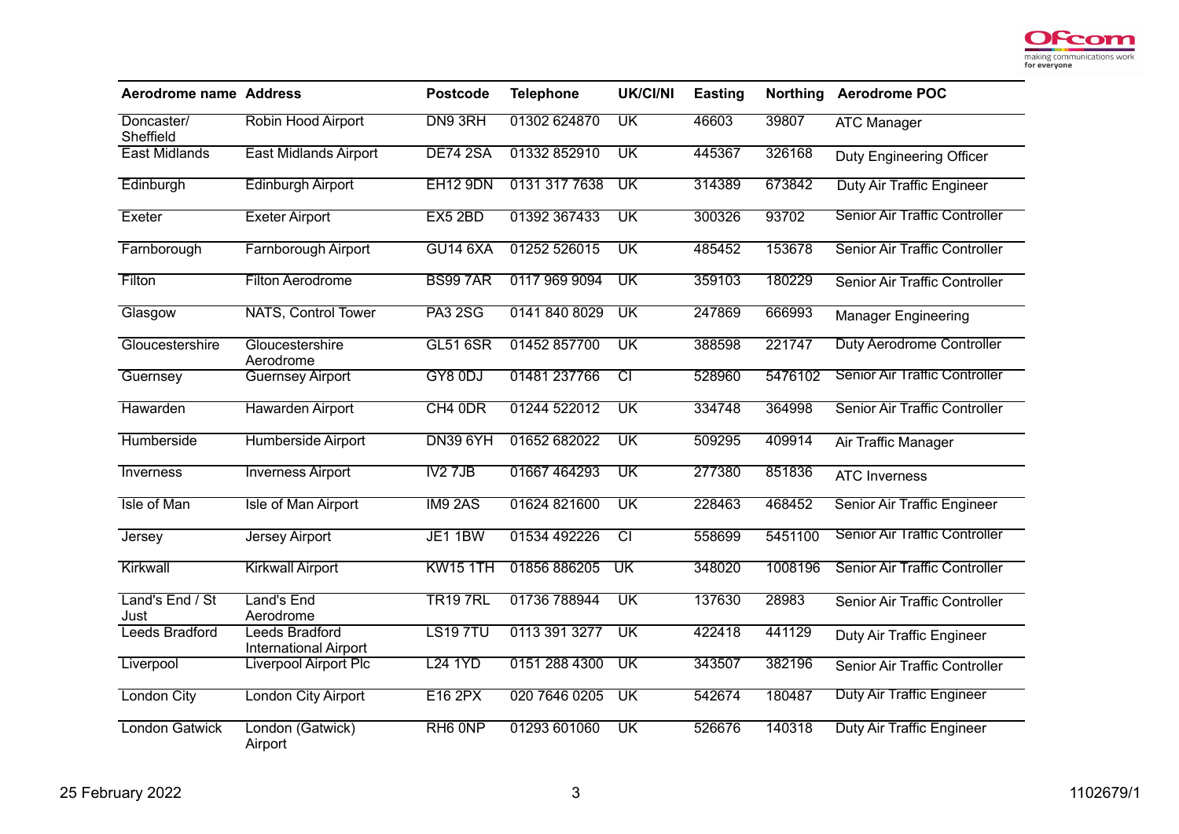| Aerodrome name | Address | Postcode | Telephone | UK/CI/NI | Easting | Northing | Aerodrome POC |
|---|---|---|---|---|---|---|---|
| Doncaster/ Sheffield | Robin Hood Airport | DN9 3RH | 01302 624870 | UK | 46603 | 39807 | ATC Manager |
| East Midlands | East Midlands Airport | DE74 2SA | 01332 852910 | UK | 445367 | 326168 | Duty Engineering Officer |
| Edinburgh | Edinburgh Airport | EH12 9DN | 0131 317 7638 | UK | 314389 | 673842 | Duty Air Traffic Engineer |
| Exeter | Exeter Airport | EX5 2BD | 01392 367433 | UK | 300326 | 93702 | Senior Air Traffic Controller |
| Farnborough | Farnborough Airport | GU14 6XA | 01252 526015 | UK | 485452 | 153678 | Senior Air Traffic Controller |
| Filton | Filton Aerodrome | BS99 7AR | 0117 969 9094 | UK | 359103 | 180229 | Senior Air Traffic Controller |
| Glasgow | NATS, Control Tower | PA3 2SG | 0141 840 8029 | UK | 247869 | 666993 | Manager Engineering |
| Gloucestershire | Gloucestershire Aerodrome | GL51 6SR | 01452 857700 | UK | 388598 | 221747 | Duty Aerodrome Controller |
| Guernsey | Guernsey Airport | GY8 0DJ | 01481 237766 | CI | 528960 | 5476102 | Senior Air Traffic Controller |
| Hawarden | Hawarden Airport | CH4 0DR | 01244 522012 | UK | 334748 | 364998 | Senior Air Traffic Controller |
| Humberside | Humberside Airport | DN39 6YH | 01652 682022 | UK | 509295 | 409914 | Air Traffic Manager |
| Inverness | Inverness Airport | IV2 7JB | 01667 464293 | UK | 277380 | 851836 | ATC Inverness |
| Isle of Man | Isle of Man Airport | IM9 2AS | 01624 821600 | UK | 228463 | 468452 | Senior Air Traffic Engineer |
| Jersey | Jersey Airport | JE1 1BW | 01534 492226 | CI | 558699 | 5451100 | Senior Air Traffic Controller |
| Kirkwall | Kirkwall Airport | KW15 1TH | 01856 886205 | UK | 348020 | 1008196 | Senior Air Traffic Controller |
| Land's End / St Just | Land's End Aerodrome | TR19 7RL | 01736 788944 | UK | 137630 | 28983 | Senior Air Traffic Controller |
| Leeds Bradford | Leeds Bradford International Airport | LS19 7TU | 0113 391 3277 | UK | 422418 | 441129 | Duty Air Traffic Engineer |
| Liverpool | Liverpool Airport Plc | L24 1YD | 0151 288 4300 | UK | 343507 | 382196 | Senior Air Traffic Controller |
| London City | London City Airport | E16 2PX | 020 7646 0205 | UK | 542674 | 180487 | Duty Air Traffic Engineer |
| London Gatwick | London (Gatwick) Airport | RH6 0NP | 01293 601060 | UK | 526676 | 140318 | Duty Air Traffic Engineer |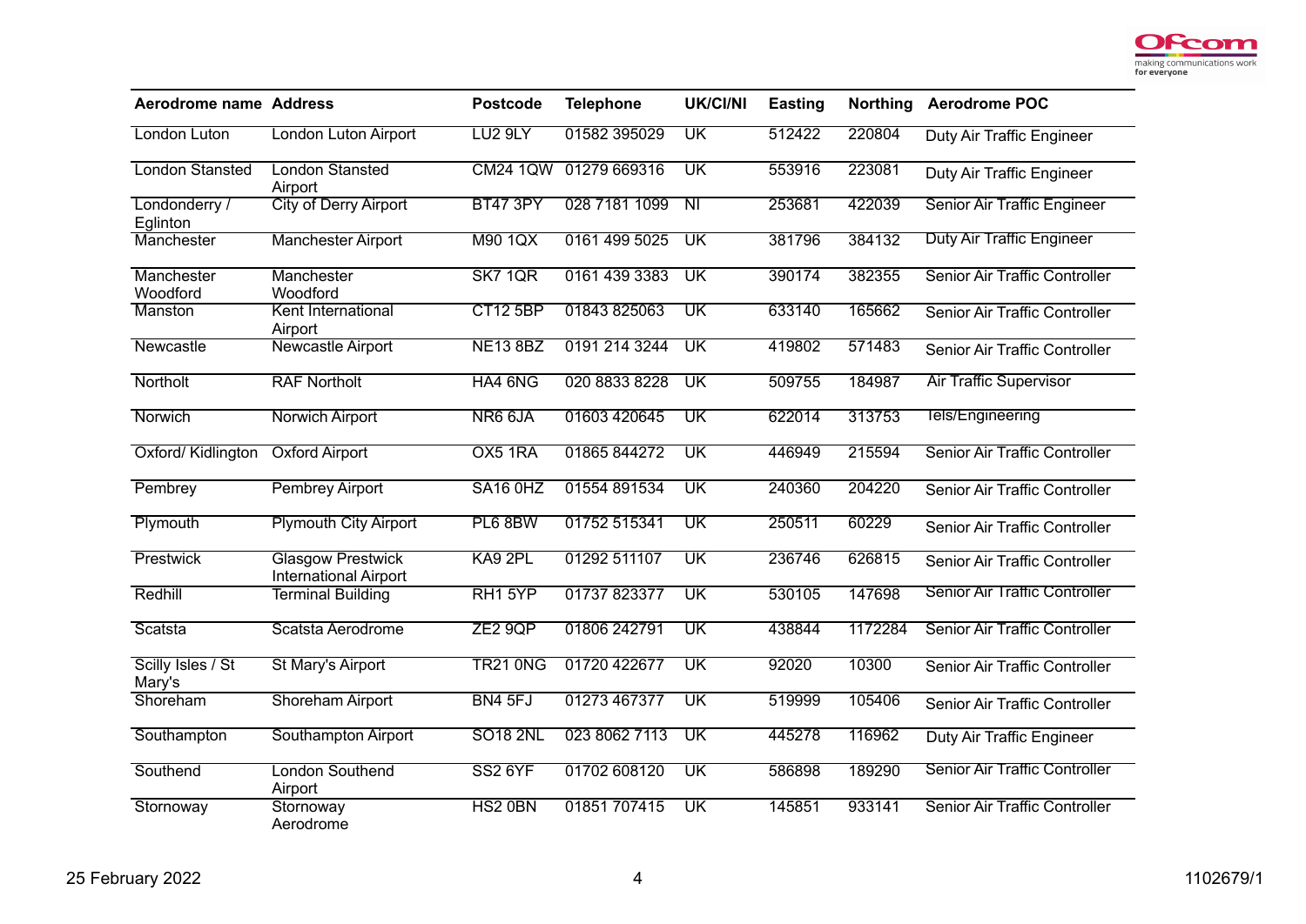| Aerodrome name | Address | Postcode | Telephone | UK/CI/NI | Easting | Northing | Aerodrome POC |
|---|---|---|---|---|---|---|---|
| London Luton | London Luton Airport | LU2 9LY | 01582 395029 | UK | 512422 | 220804 | Duty Air Traffic Engineer |
| London Stansted | London Stansted Airport | CM24 1QW | 01279 669316 | UK | 553916 | 223081 | Duty Air Traffic Engineer |
| Londonderry / Eglinton | City of Derry Airport | BT47 3PY | 028 7181 1099 | NI | 253681 | 422039 | Senior Air Traffic Engineer |
| Manchester | Manchester Airport | M90 1QX | 0161 499 5025 | UK | 381796 | 384132 | Duty Air Traffic Engineer |
| Manchester Woodford | Manchester Woodford | SK7 1QR | 0161 439 3383 | UK | 390174 | 382355 | Senior Air Traffic Controller |
| Manston | Kent International Airport | CT12 5BP | 01843 825063 | UK | 633140 | 165662 | Senior Air Traffic Controller |
| Newcastle | Newcastle Airport | NE13 8BZ | 0191 214 3244 | UK | 419802 | 571483 | Senior Air Traffic Controller |
| Northolt | RAF Northolt | HA4 6NG | 020 8833 8228 | UK | 509755 | 184987 | Air Traffic Supervisor |
| Norwich | Norwich Airport | NR6 6JA | 01603 420645 | UK | 622014 | 313753 | Tels/Engineering |
| Oxford/ Kidlington | Oxford Airport | OX5 1RA | 01865 844272 | UK | 446949 | 215594 | Senior Air Traffic Controller |
| Pembrey | Pembrey Airport | SA16 0HZ | 01554 891534 | UK | 240360 | 204220 | Senior Air Traffic Controller |
| Plymouth | Plymouth City Airport | PL6 8BW | 01752 515341 | UK | 250511 | 60229 | Senior Air Traffic Controller |
| Prestwick | Glasgow Prestwick International Airport | KA9 2PL | 01292 511107 | UK | 236746 | 626815 | Senior Air Traffic Controller |
| Redhill | Terminal Building | RH1 5YP | 01737 823377 | UK | 530105 | 147698 | Senior Air Traffic Controller |
| Scatsta | Scatsta Aerodrome | ZE2 9QP | 01806 242791 | UK | 438844 | 1172284 | Senior Air Traffic Controller |
| Scilly Isles / St Mary's | St Mary's Airport | TR21 0NG | 01720 422677 | UK | 92020 | 10300 | Senior Air Traffic Controller |
| Shoreham | Shoreham Airport | BN4 5FJ | 01273 467377 | UK | 519999 | 105406 | Senior Air Traffic Controller |
| Southampton | Southampton Airport | SO18 2NL | 023 8062 7113 | UK | 445278 | 116962 | Duty Air Traffic Engineer |
| Southend | London Southend Airport | SS2 6YF | 01702 608120 | UK | 586898 | 189290 | Senior Air Traffic Controller |
| Stornoway | Stornoway Aerodrome | HS2 0BN | 01851 707415 | UK | 145851 | 933141 | Senior Air Traffic Controller |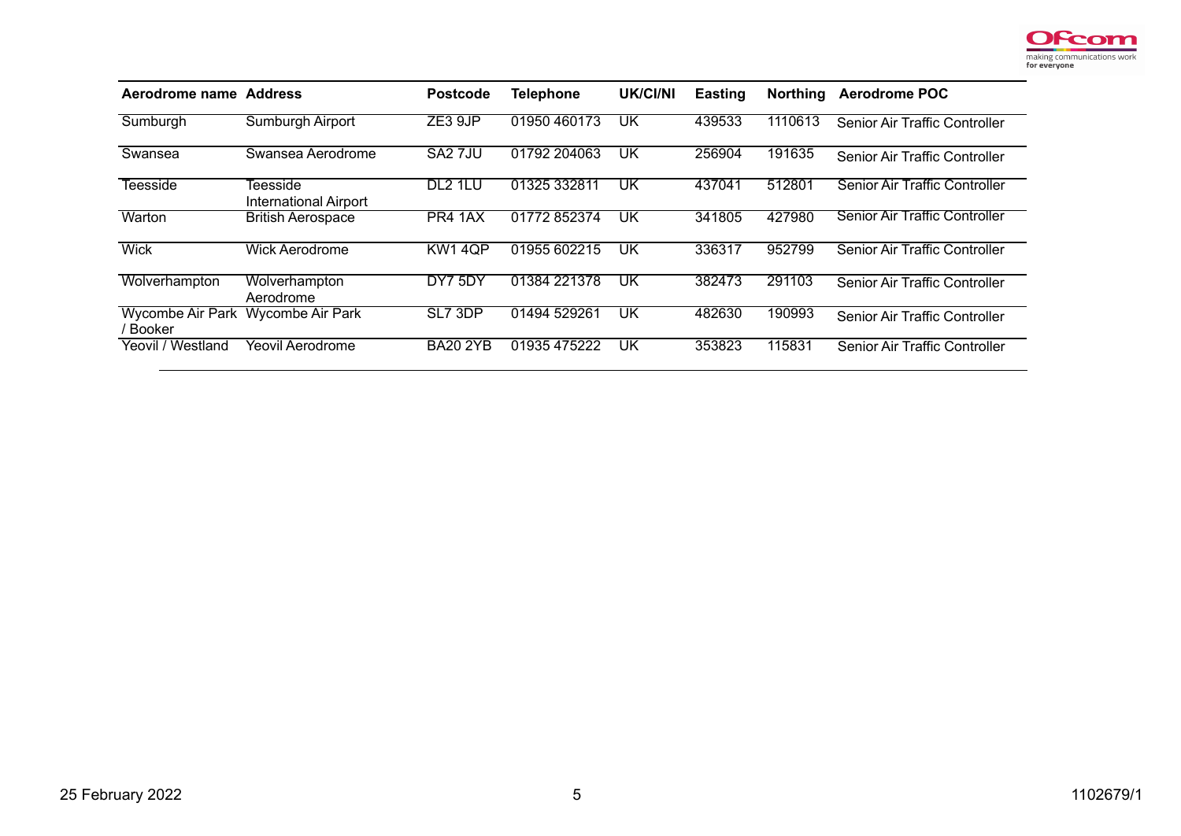| Aerodrome name | Address | Postcode | Telephone | UK/CI/NI | Easting | Northing | Aerodrome POC |
|---|---|---|---|---|---|---|---|
| Sumburgh | Sumburgh Airport | ZE3 9JP | 01950 460173 | UK | 439533 | 1110613 | Senior Air Traffic Controller |
| Swansea | Swansea Aerodrome | SA2 7JU | 01792 204063 | UK | 256904 | 191635 | Senior Air Traffic Controller |
| Teesside | Teesside International Airport | DL2 1LU | 01325 332811 | UK | 437041 | 512801 | Senior Air Traffic Controller |
| Warton | British Aerospace | PR4 1AX | 01772 852374 | UK | 341805 | 427980 | Senior Air Traffic Controller |
| Wick | Wick Aerodrome | KW1 4QP | 01955 602215 | UK | 336317 | 952799 | Senior Air Traffic Controller |
| Wolverhampton | Wolverhampton Aerodrome | DY7 5DY | 01384 221378 | UK | 382473 | 291103 | Senior Air Traffic Controller |
| Wycombe Air Park / Booker | Wycombe Air Park | SL7 3DP | 01494 529261 | UK | 482630 | 190993 | Senior Air Traffic Controller |
| Yeovil / Westland | Yeovil Aerodrome | BA20 2YB | 01935 475222 | UK | 353823 | 115831 | Senior Air Traffic Controller |